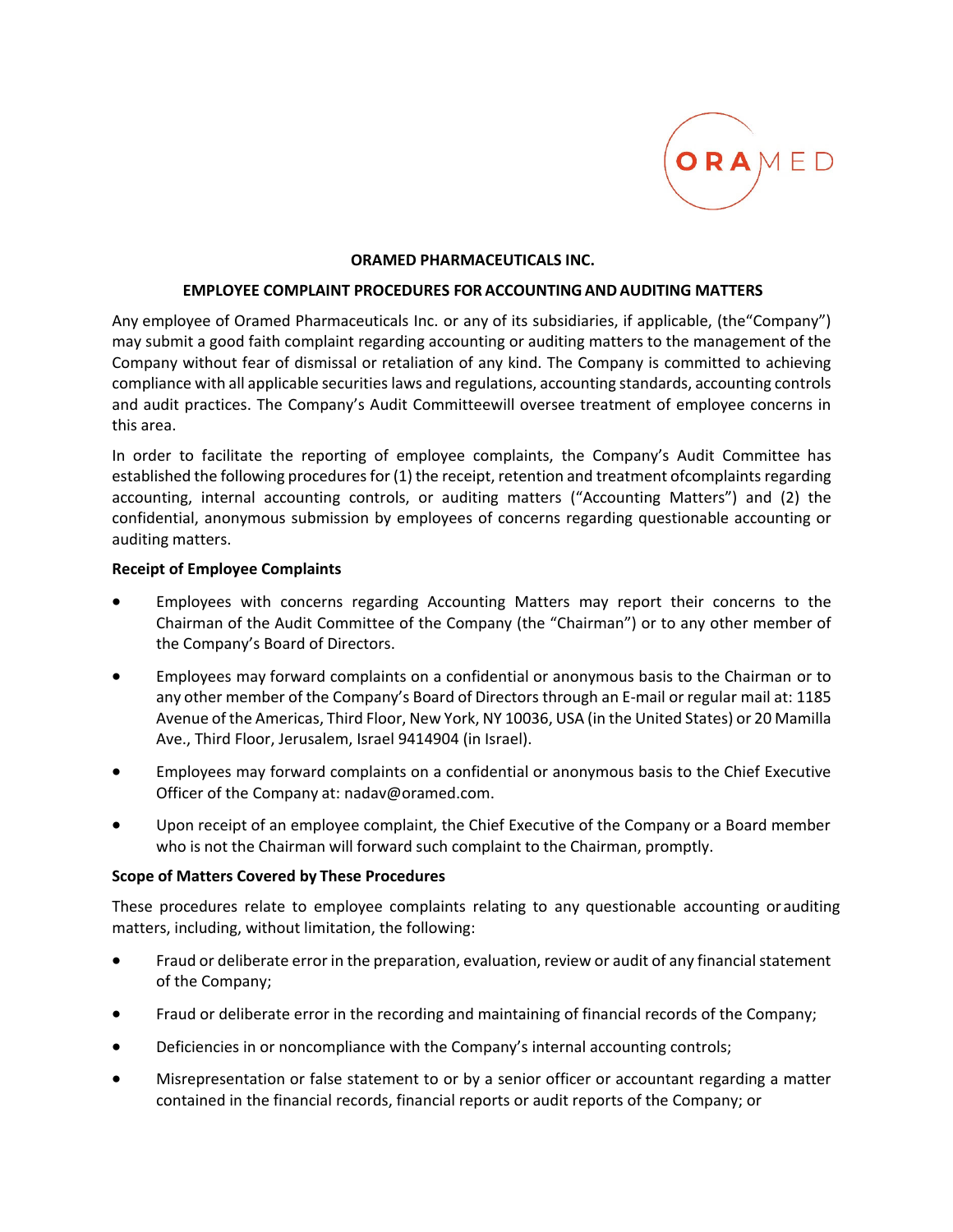# ORAMED PHARMACEUTICALS INC.

## EMPLOYEE COMPLAINT PROCEDURES FOR ACCOUNTING AND AUDITING MATTERS

Any employee of Oramed Pharmaceuticals Inc. or any of its subsidiaries, if applicable, (the"Company") may submit a good faith complaint regarding accounting or auditing matters to the management of the Company without fear of dismissal or retaliation of any kind. The Company is committed to achieving compliance with all applicable securities laws and regulations, accounting standards, accounting controls and audit practices. The Company's Audit Committeewill oversee treatment of employee concerns in this area.

In order to facilitate the reporting of employee complaints, the Company's Audit Committee has established the following procedures for (1) the receipt, retention and treatment ofcomplaints regarding accounting, internal accounting controls, or auditing matters ("Accounting Matters") and (2) the confidential, anonymous submission by employees of concerns regarding questionable accounting or auditing matters.

**Receipt of Employee Complaints**

- Employees with concerns regarding Accounting Matters may report their concerns to the Chairman of the Audit Committee of the Company (the "Chairman") or to any other member of the Company's Board of Directors.
- Employees may forward complaints on a confidential or anonymous basis to the Chairman or to any other member of the Company's Board of Directors through an E-mail or regular mail at: 1185 Avenue of the Americas, Third Floor, New York, NY 10036, USA (in the United States) or 20 Mamilla Ave., Third Floor, Jerusalem, Israel 9414904 (in Israel).
- Employees may forward complaints on a confidential or anonymous basis to the Chief Executive Officer of the Company at: nadav@oramed.com.
- Upon receipt of an employee complaint, the Chief Executive of the Company or a Board member who is not the Chairman will forward such complaint to the Chairman, promptly.

**Scope of Matters Covered by These Procedures**

These procedures relate to employee complaints relating to any questionable accounting orauditing matters, including, without limitation, the following:

- Fraud or deliberate error in the preparation, evaluation, review or audit of any financial statement of the Company;
- Fraud or deliberate error in the recording and maintaining of financial records of the Company;
- Deficiencies in or noncompliance with the Company's internal accounting controls;
- Misrepresentation or false statement to or by a senior officer or accountant regarding a matter contained in the financial records, financial reports or audit reports of the Company; or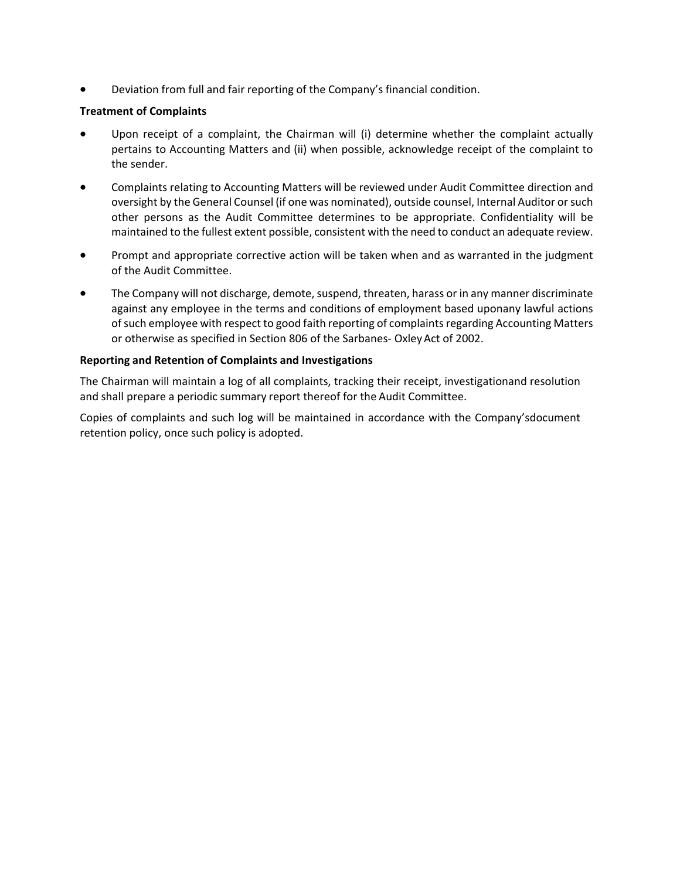- Deviation from full and fair reporting of the Company's financial condition.

**Treatment of Complaints**

- Upon receipt of a complaint, the Chairman will (i) determine whether the complaint actually pertains to Accounting Matters and (ii) when possible, acknowledge receipt of the complaint to the sender.
- Complaints relating to Accounting Matters will be reviewed under Audit Committee direction and oversight by the General Counsel (if one was nominated), outside counsel, Internal Auditor or such other persons as the Audit Committee determines to be appropriate. Confidentiality will be maintained to the fullest extent possible, consistent with the need to conduct an adequate review.
- Prompt and appropriate corrective action will be taken when and as warranted in the judgment of the Audit Committee.
- The Company will not discharge, demote, suspend, threaten, harass or in any manner discriminate against any employee in the terms and conditions of employment based uponany lawful actions of such employee with respect to good faith reporting of complaints regarding Accounting Matters or otherwise as specified in Section 806 of the Sarbanes- Oxley Act of 2002.

**Reporting and Retention of Complaints and Investigations**

The Chairman will maintain a log of all complaints, tracking their receipt, investigationand resolution and shall prepare a periodic summary report thereof for the Audit Committee.

Copies of complaints and such log will be maintained in accordance with the Company'sdocument retention policy, once such policy is adopted.